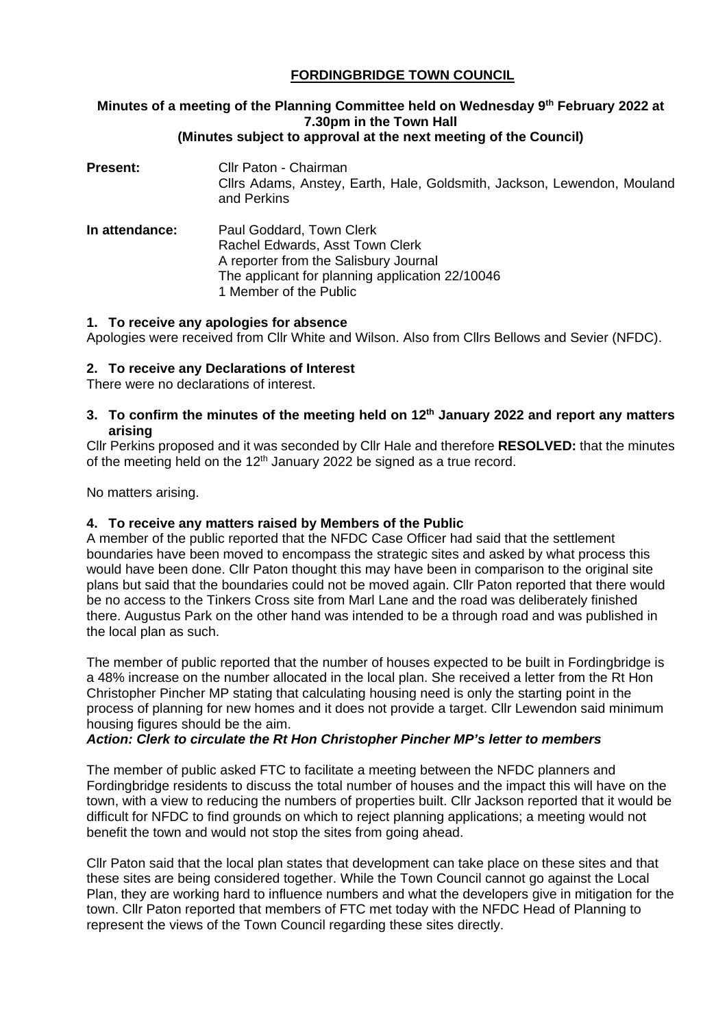# FORDINGBRIDGE TOWN COUNCIL

**Minutes of a meeting of the Planning Committee held on Wednesday 9th February 2022 at 7.30pm in the Town Hall**
**(Minutes subject to approval at the next meeting of the Council)**

**Present:** Cllr Paton - Chairman
Cllrs Adams, Anstey, Earth, Hale, Goldsmith, Jackson, Lewendon, Mouland and Perkins

**In attendance:** Paul Goddard, Town Clerk
Rachel Edwards, Asst Town Clerk
A reporter from the Salisbury Journal
The applicant for planning application 22/10046
1 Member of the Public

### 1. To receive any apologies for absence

Apologies were received from Cllr White and Wilson. Also from Cllrs Bellows and Sevier (NFDC).

### 2. To receive any Declarations of Interest

There were no declarations of interest.

### 3. To confirm the minutes of the meeting held on 12th January 2022 and report any matters arising

Cllr Perkins proposed and it was seconded by Cllr Hale and therefore **RESOLVED:** that the minutes of the meeting held on the 12th January 2022 be signed as a true record.

No matters arising.

### 4. To receive any matters raised by Members of the Public

A member of the public reported that the NFDC Case Officer had said that the settlement boundaries have been moved to encompass the strategic sites and asked by what process this would have been done. Cllr Paton thought this may have been in comparison to the original site plans but said that the boundaries could not be moved again. Cllr Paton reported that there would be no access to the Tinkers Cross site from Marl Lane and the road was deliberately finished there. Augustus Park on the other hand was intended to be a through road and was published in the local plan as such.

The member of public reported that the number of houses expected to be built in Fordingbridge is a 48% increase on the number allocated in the local plan. She received a letter from the Rt Hon Christopher Pincher MP stating that calculating housing need is only the starting point in the process of planning for new homes and it does not provide a target. Cllr Lewendon said minimum housing figures should be the aim.

***Action: Clerk to circulate the Rt Hon Christopher Pincher MP's letter to members***

The member of public asked FTC to facilitate a meeting between the NFDC planners and Fordingbridge residents to discuss the total number of houses and the impact this will have on the town, with a view to reducing the numbers of properties built. Cllr Jackson reported that it would be difficult for NFDC to find grounds on which to reject planning applications; a meeting would not benefit the town and would not stop the sites from going ahead.

Cllr Paton said that the local plan states that development can take place on these sites and that these sites are being considered together. While the Town Council cannot go against the Local Plan, they are working hard to influence numbers and what the developers give in mitigation for the town. Cllr Paton reported that members of FTC met today with the NFDC Head of Planning to represent the views of the Town Council regarding these sites directly.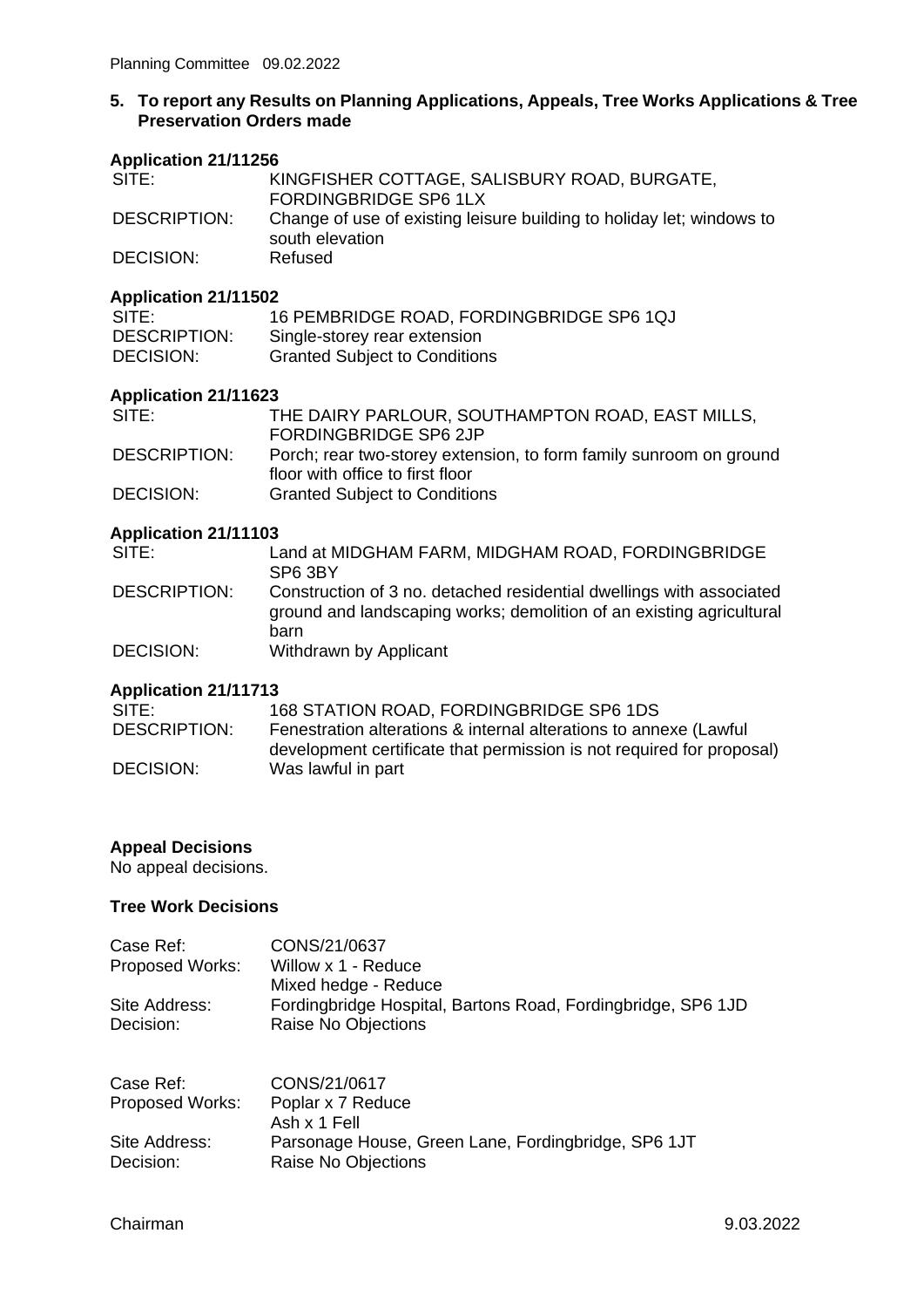**5. To report any Results on Planning Applications, Appeals, Tree Works Applications & Tree Preservation Orders made**

**Application 21/11256**

| | |
|---|---|
| SITE: | KINGFISHER COTTAGE, SALISBURY ROAD, BURGATE, FORDINGBRIDGE SP6 1LX |
| DESCRIPTION: | Change of use of existing leisure building to holiday let; windows to south elevation |
| DECISION: | Refused |

**Application 21/11502**

| | |
|---|---|
| SITE: | 16 PEMBRIDGE ROAD, FORDINGBRIDGE SP6 1QJ |
| DESCRIPTION: | Single-storey rear extension |
| DECISION: | Granted Subject to Conditions |

**Application 21/11623**

| | |
|---|---|
| SITE: | THE DAIRY PARLOUR, SOUTHAMPTON ROAD, EAST MILLS, FORDINGBRIDGE SP6 2JP |
| DESCRIPTION: | Porch; rear two-storey extension, to form family sunroom on ground floor with office to first floor |
| DECISION: | Granted Subject to Conditions |

**Application 21/11103**

| | |
|---|---|
| SITE: | Land at MIDGHAM FARM, MIDGHAM ROAD, FORDINGBRIDGE SP6 3BY |
| DESCRIPTION: | Construction of 3 no. detached residential dwellings with associated ground and landscaping works; demolition of an existing agricultural barn |
| DECISION: | Withdrawn by Applicant |

**Application 21/11713**

| | |
|---|---|
| SITE: | 168 STATION ROAD, FORDINGBRIDGE SP6 1DS |
| DESCRIPTION: | Fenestration alterations & internal alterations to annexe (Lawful development certificate that permission is not required for proposal) |
| DECISION: | Was lawful in part |

**Appeal Decisions**

No appeal decisions.

**Tree Work Decisions**

| | |
|---|---|
| Case Ref: | CONS/21/0637 |
| Proposed Works: | Willow x 1 - Reduce<br>Mixed hedge - Reduce |
| Site Address: | Fordingbridge Hospital, Bartons Road, Fordingbridge, SP6 1JD |
| Decision: | Raise No Objections |

| | |
|---|---|
| Case Ref: | CONS/21/0617 |
| Proposed Works: | Poplar x 7 Reduce<br>Ash x 1 Fell |
| Site Address: | Parsonage House, Green Lane, Fordingbridge, SP6 1JT |
| Decision: | Raise No Objections |

Chairman 9.03.2022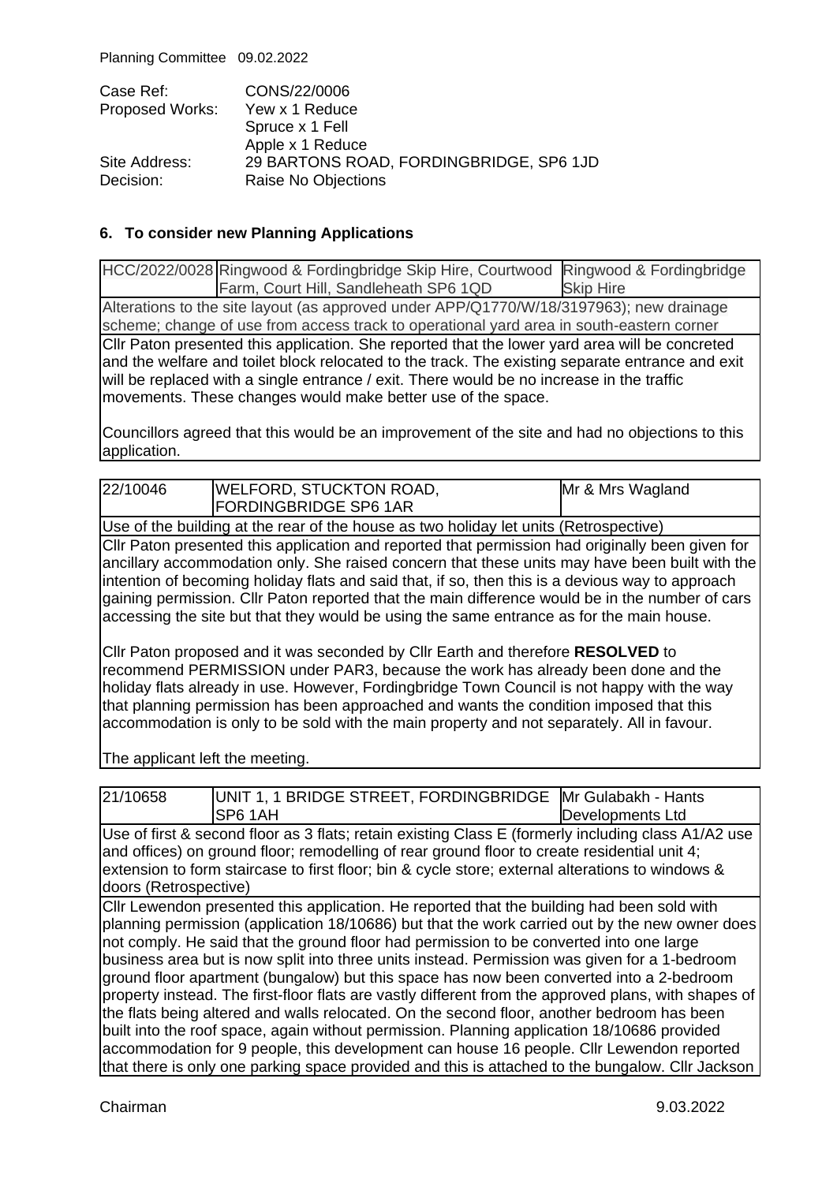| | |
|---|---|
| Case Ref: | CONS/22/0006 |
| Proposed Works: | Yew x 1 Reduce<br>Spruce x 1 Fell<br>Apple x 1 Reduce |
| Site Address: | 29 BARTONS ROAD, FORDINGBRIDGE, SP6 1JD |
| Decision: | Raise No Objections |

## 6. To consider new Planning Applications

| | | |
|---|---|---|
| HCC/2022/0028 | Ringwood & Fordingbridge Skip Hire, Courtwood Farm, Court Hill, Sandleheath SP6 1QD | Ringwood & Fordingbridge Skip Hire |
| Alterations to the site layout (as approved under APP/Q1770/W/18/3197963); new drainage scheme; change of use from access track to operational yard area in south-eastern corner | | |
| Cllr Paton presented this application. She reported that the lower yard area will be concreted and the welfare and toilet block relocated to the track. The existing separate entrance and exit will be replaced with a single entrance / exit. There would be no increase in the traffic movements. These changes would make better use of the space.<br><br>Councillors agreed that this would be an improvement of the site and had no objections to this application. | | |

| | | |
|---|---|---|
| 22/10046 | WELFORD, STUCKTON ROAD, FORDINGBRIDGE SP6 1AR | Mr & Mrs Wagland |
| Use of the building at the rear of the house as two holiday let units (Retrospective) | | |
| Cllr Paton presented this application and reported that permission had originally been given for ancillary accommodation only. She raised concern that these units may have been built with the intention of becoming holiday flats and said that, if so, then this is a devious way to approach gaining permission. Cllr Paton reported that the main difference would be in the number of cars accessing the site but that they would be using the same entrance as for the main house.<br><br>Cllr Paton proposed and it was seconded by Cllr Earth and therefore **RESOLVED** to recommend PERMISSION under PAR3, because the work has already been done and the holiday flats already in use. However, Fordingbridge Town Council is not happy with the way that planning permission has been approached and wants the condition imposed that this accommodation is only to be sold with the main property and not separately. All in favour.<br><br>The applicant left the meeting. | | |

| | | |
|---|---|---|
| 21/10658 | UNIT 1, 1 BRIDGE STREET, FORDINGBRIDGE SP6 1AH | Mr Gulabakh - Hants Developments Ltd |
| Use of first & second floor as 3 flats; retain existing Class E (formerly including class A1/A2 use and offices) on ground floor; remodelling of rear ground floor to create residential unit 4; extension to form staircase to first floor; bin & cycle store; external alterations to windows & doors (Retrospective) | | |
| Cllr Lewendon presented this application. He reported that the building had been sold with planning permission (application 18/10686) but that the work carried out by the new owner does not comply. He said that the ground floor had permission to be converted into one large business area but is now split into three units instead. Permission was given for a 1-bedroom ground floor apartment (bungalow) but this space has now been converted into a 2-bedroom property instead. The first-floor flats are vastly different from the approved plans, with shapes of the flats being altered and walls relocated. On the second floor, another bedroom has been built into the roof space, again without permission. Planning application 18/10686 provided accommodation for 9 people, this development can house 16 people. Cllr Lewendon reported that there is only one parking space provided and this is attached to the bungalow. Cllr Jackson | | |

Chairman 9.03.2022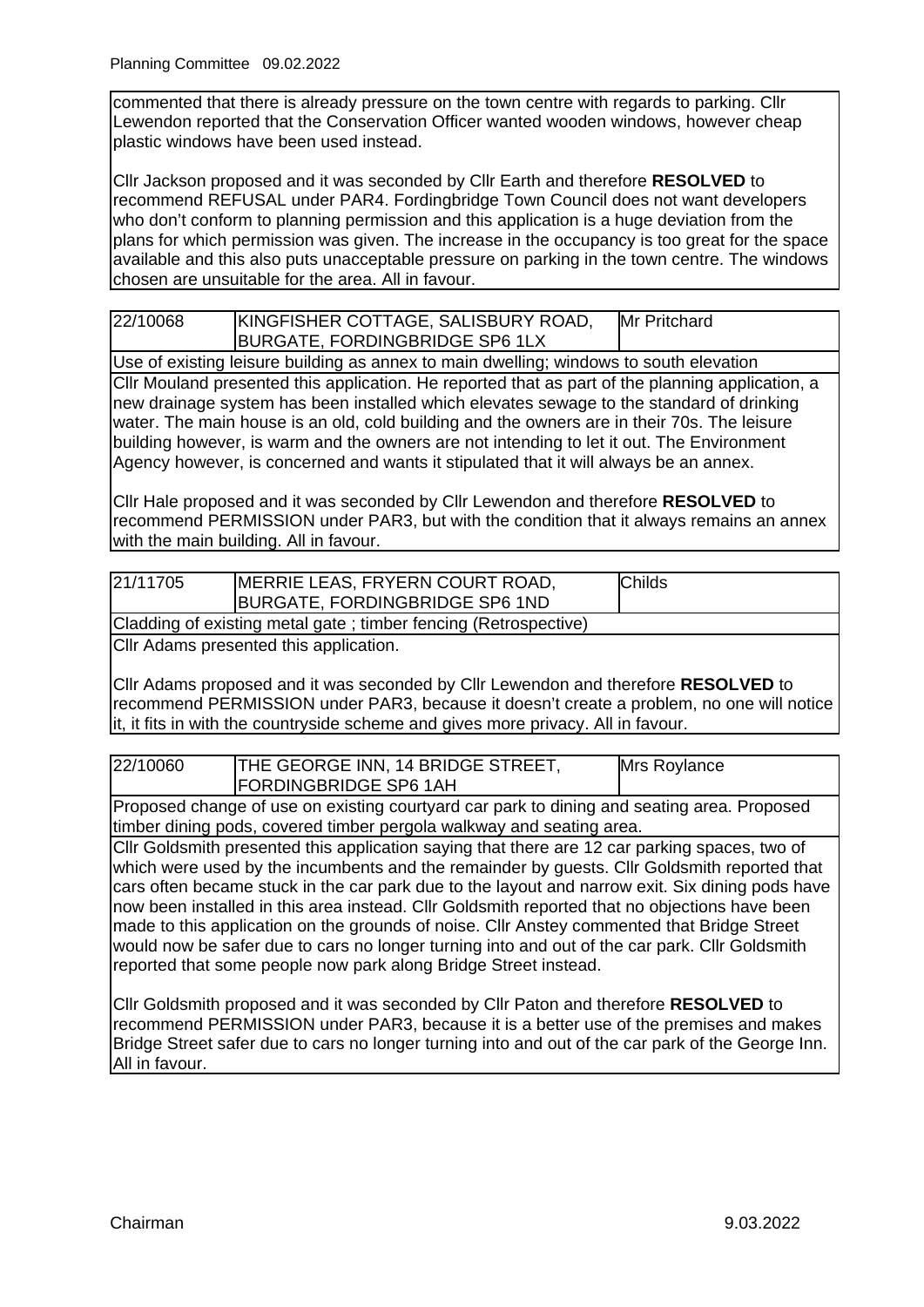commented that there is already pressure on the town centre with regards to parking. Cllr Lewendon reported that the Conservation Officer wanted wooden windows, however cheap plastic windows have been used instead.

Cllr Jackson proposed and it was seconded by Cllr Earth and therefore **RESOLVED** to recommend REFUSAL under PAR4. Fordingbridge Town Council does not want developers who don't conform to planning permission and this application is a huge deviation from the plans for which permission was given. The increase in the occupancy is too great for the space available and this also puts unacceptable pressure on parking in the town centre. The windows chosen are unsuitable for the area. All in favour.

| | | |
|---|---|---|
| 22/10068 | KINGFISHER COTTAGE, SALISBURY ROAD, BURGATE, FORDINGBRIDGE SP6 1LX | Mr Pritchard |

Use of existing leisure building as annex to main dwelling; windows to south elevation

Cllr Mouland presented this application. He reported that as part of the planning application, a new drainage system has been installed which elevates sewage to the standard of drinking water. The main house is an old, cold building and the owners are in their 70s. The leisure building however, is warm and the owners are not intending to let it out. The Environment Agency however, is concerned and wants it stipulated that it will always be an annex.

Cllr Hale proposed and it was seconded by Cllr Lewendon and therefore **RESOLVED** to recommend PERMISSION under PAR3, but with the condition that it always remains an annex with the main building. All in favour.

| | | |
|---|---|---|
| 21/11705 | MERRIE LEAS, FRYERN COURT ROAD, BURGATE, FORDINGBRIDGE SP6 1ND | Childs |

Cladding of existing metal gate ; timber fencing (Retrospective)

Cllr Adams presented this application.

Cllr Adams proposed and it was seconded by Cllr Lewendon and therefore **RESOLVED** to recommend PERMISSION under PAR3, because it doesn't create a problem, no one will notice it, it fits in with the countryside scheme and gives more privacy. All in favour.

| | | |
|---|---|---|
| 22/10060 | THE GEORGE INN, 14 BRIDGE STREET, FORDINGBRIDGE SP6 1AH | Mrs Roylance |

Proposed change of use on existing courtyard car park to dining and seating area. Proposed timber dining pods, covered timber pergola walkway and seating area.

Cllr Goldsmith presented this application saying that there are 12 car parking spaces, two of which were used by the incumbents and the remainder by guests. Cllr Goldsmith reported that cars often became stuck in the car park due to the layout and narrow exit. Six dining pods have now been installed in this area instead. Cllr Goldsmith reported that no objections have been made to this application on the grounds of noise. Cllr Anstey commented that Bridge Street would now be safer due to cars no longer turning into and out of the car park. Cllr Goldsmith reported that some people now park along Bridge Street instead.

Cllr Goldsmith proposed and it was seconded by Cllr Paton and therefore **RESOLVED** to recommend PERMISSION under PAR3, because it is a better use of the premises and makes Bridge Street safer due to cars no longer turning into and out of the car park of the George Inn. All in favour.

Chairman 9.03.2022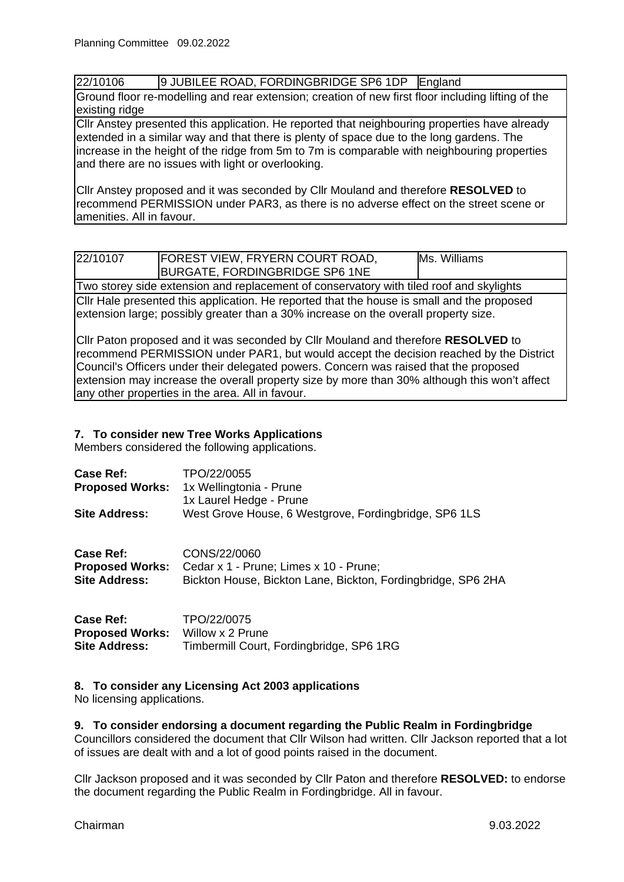| | | |
|---|---|---|
| 22/10106 | 9 JUBILEE ROAD, FORDINGBRIDGE SP6 1DP | England |
| Ground floor re-modelling and rear extension; creation of new first floor including lifting of the existing ridge | | |
| Cllr Anstey presented this application. He reported that neighbouring properties have already extended in a similar way and that there is plenty of space due to the long gardens. The increase in the height of the ridge from 5m to 7m is comparable with neighbouring properties and there are no issues with light or overlooking.<br><br>Cllr Anstey proposed and it was seconded by Cllr Mouland and therefore **RESOLVED** to recommend PERMISSION under PAR3, as there is no adverse effect on the street scene or amenities. All in favour. | | |

| | | |
|---|---|---|
| 22/10107 | FOREST VIEW, FRYERN COURT ROAD, BURGATE, FORDINGBRIDGE SP6 1NE | Ms. Williams |
| Two storey side extension and replacement of conservatory with tiled roof and skylights | | |
| Cllr Hale presented this application. He reported that the house is small and the proposed extension large; possibly greater than a 30% increase on the overall property size.<br><br>Cllr Paton proposed and it was seconded by Cllr Mouland and therefore **RESOLVED** to recommend PERMISSION under PAR1, but would accept the decision reached by the District Council's Officers under their delegated powers. Concern was raised that the proposed extension may increase the overall property size by more than 30% although this won't affect any other properties in the area. All in favour. | | |

## 7. To consider new Tree Works Applications

Members considered the following applications.

**Case Ref:** TPO/22/0055
**Proposed Works:** 1x Wellingtonia - Prune
1x Laurel Hedge - Prune
**Site Address:** West Grove House, 6 Westgrove, Fordingbridge, SP6 1LS

**Case Ref:** CONS/22/0060
**Proposed Works:** Cedar x 1 - Prune; Limes x 10 - Prune;
**Site Address:** Bickton House, Bickton Lane, Bickton, Fordingbridge, SP6 2HA

**Case Ref:** TPO/22/0075
**Proposed Works:** Willow x 2 Prune
**Site Address:** Timbermill Court, Fordingbridge, SP6 1RG

## 8. To consider any Licensing Act 2003 applications

No licensing applications.

## 9. To consider endorsing a document regarding the Public Realm in Fordingbridge

Councillors considered the document that Cllr Wilson had written. Cllr Jackson reported that a lot of issues are dealt with and a lot of good points raised in the document.

Cllr Jackson proposed and it was seconded by Cllr Paton and therefore **RESOLVED:** to endorse the document regarding the Public Realm in Fordingbridge. All in favour.

Chairman 9.03.2022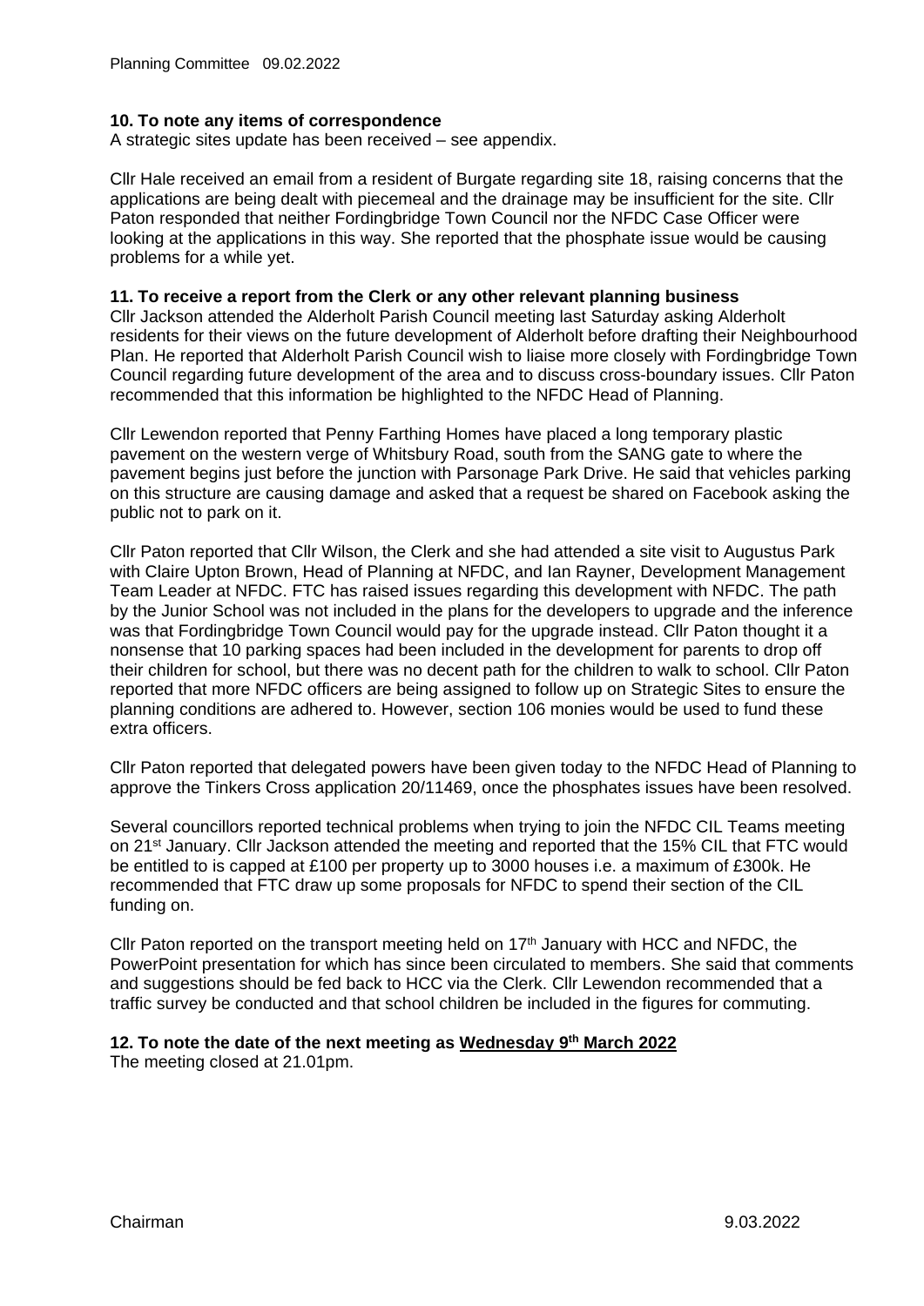**10. To note any items of correspondence**
A strategic sites update has been received – see appendix.

Cllr Hale received an email from a resident of Burgate regarding site 18, raising concerns that the applications are being dealt with piecemeal and the drainage may be insufficient for the site. Cllr Paton responded that neither Fordingbridge Town Council nor the NFDC Case Officer were looking at the applications in this way. She reported that the phosphate issue would be causing problems for a while yet.

**11. To receive a report from the Clerk or any other relevant planning business**
Cllr Jackson attended the Alderholt Parish Council meeting last Saturday asking Alderholt residents for their views on the future development of Alderholt before drafting their Neighbourhood Plan. He reported that Alderholt Parish Council wish to liaise more closely with Fordingbridge Town Council regarding future development of the area and to discuss cross-boundary issues. Cllr Paton recommended that this information be highlighted to the NFDC Head of Planning.

Cllr Lewendon reported that Penny Farthing Homes have placed a long temporary plastic pavement on the western verge of Whitsbury Road, south from the SANG gate to where the pavement begins just before the junction with Parsonage Park Drive. He said that vehicles parking on this structure are causing damage and asked that a request be shared on Facebook asking the public not to park on it.

Cllr Paton reported that Cllr Wilson, the Clerk and she had attended a site visit to Augustus Park with Claire Upton Brown, Head of Planning at NFDC, and Ian Rayner, Development Management Team Leader at NFDC. FTC has raised issues regarding this development with NFDC. The path by the Junior School was not included in the plans for the developers to upgrade and the inference was that Fordingbridge Town Council would pay for the upgrade instead. Cllr Paton thought it a nonsense that 10 parking spaces had been included in the development for parents to drop off their children for school, but there was no decent path for the children to walk to school. Cllr Paton reported that more NFDC officers are being assigned to follow up on Strategic Sites to ensure the planning conditions are adhered to. However, section 106 monies would be used to fund these extra officers.

Cllr Paton reported that delegated powers have been given today to the NFDC Head of Planning to approve the Tinkers Cross application 20/11469, once the phosphates issues have been resolved.

Several councillors reported technical problems when trying to join the NFDC CIL Teams meeting on 21st January. Cllr Jackson attended the meeting and reported that the 15% CIL that FTC would be entitled to is capped at £100 per property up to 3000 houses i.e. a maximum of £300k. He recommended that FTC draw up some proposals for NFDC to spend their section of the CIL funding on.

Cllr Paton reported on the transport meeting held on 17th January with HCC and NFDC, the PowerPoint presentation for which has since been circulated to members. She said that comments and suggestions should be fed back to HCC via the Clerk. Cllr Lewendon recommended that a traffic survey be conducted and that school children be included in the figures for commuting.

**12. To note the date of the next meeting as Wednesday 9th March 2022**
The meeting closed at 21.01pm.

Chairman 9.03.2022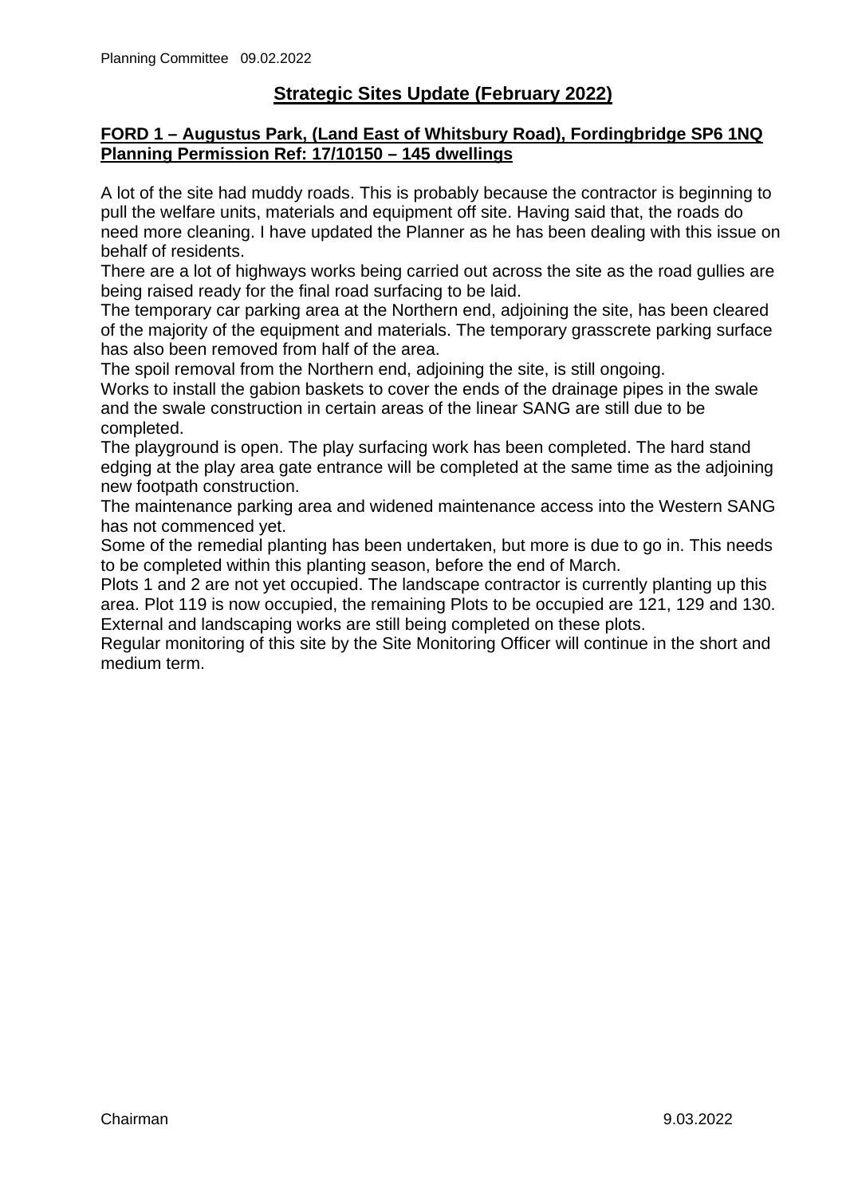## Strategic Sites Update (February 2022)

**FORD 1 – Augustus Park, (Land East of Whitsbury Road), Fordingbridge SP6 1NQ**
**Planning Permission Ref: 17/10150 – 145 dwellings**

A lot of the site had muddy roads. This is probably because the contractor is beginning to pull the welfare units, materials and equipment off site. Having said that, the roads do need more cleaning. I have updated the Planner as he has been dealing with this issue on behalf of residents.

There are a lot of highways works being carried out across the site as the road gullies are being raised ready for the final road surfacing to be laid.

The temporary car parking area at the Northern end, adjoining the site, has been cleared of the majority of the equipment and materials. The temporary grasscrete parking surface has also been removed from half of the area.

The spoil removal from the Northern end, adjoining the site, is still ongoing.

Works to install the gabion baskets to cover the ends of the drainage pipes in the swale and the swale construction in certain areas of the linear SANG are still due to be completed.

The playground is open. The play surfacing work has been completed. The hard stand edging at the play area gate entrance will be completed at the same time as the adjoining new footpath construction.

The maintenance parking area and widened maintenance access into the Western SANG has not commenced yet.

Some of the remedial planting has been undertaken, but more is due to go in. This needs to be completed within this planting season, before the end of March.

Plots 1 and 2 are not yet occupied. The landscape contractor is currently planting up this area. Plot 119 is now occupied, the remaining Plots to be occupied are 121, 129 and 130. External and landscaping works are still being completed on these plots.

Regular monitoring of this site by the Site Monitoring Officer will continue in the short and medium term.

Chairman 9.03.2022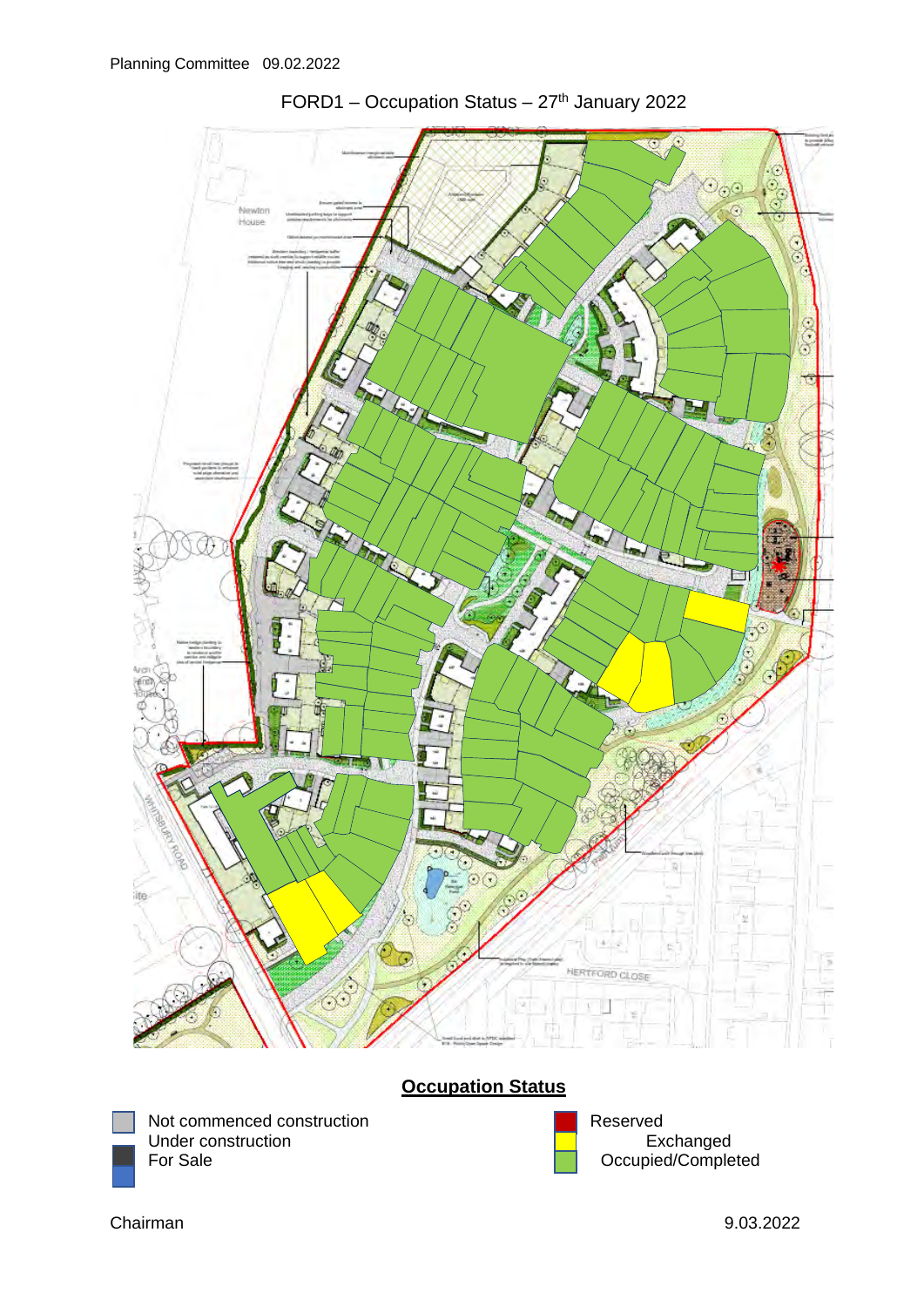Planning Committee 09.02.2022

FORD1 – Occupation Status – 27th January 2022

Newton House

WHITSBURY ROAD

HERTFORD CLOSE

**Occupation Status**

Not commenced construction
Under construction
For Sale

Reserved
Exchanged
Occupied/Completed

Chairman 9.03.2022